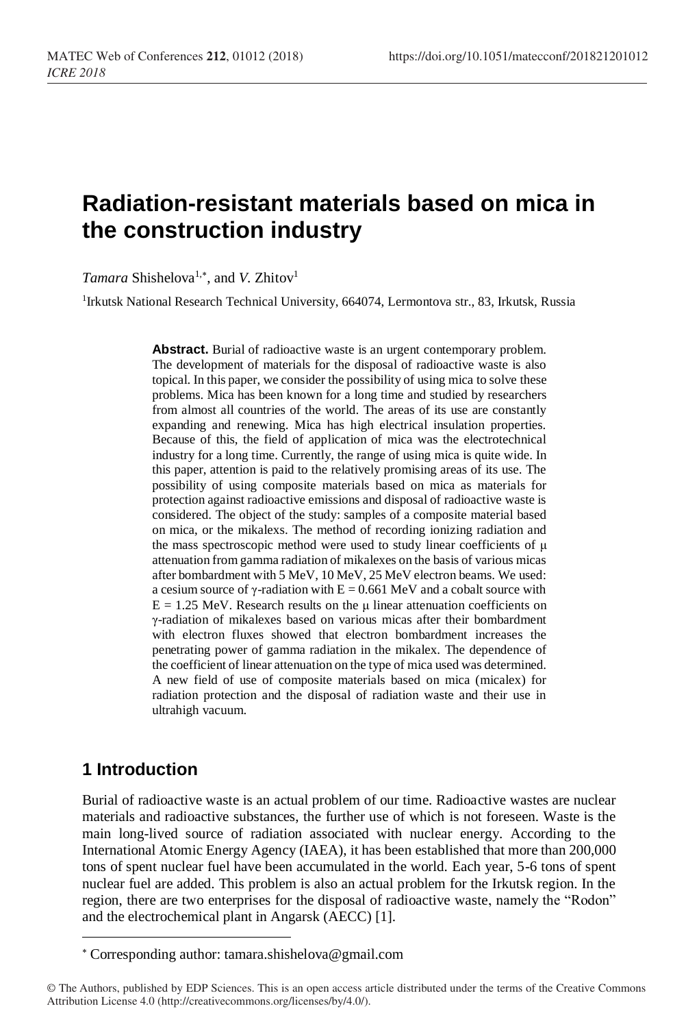# Radiation-resistant materials based on mica in the construction industry

*Tamara* Shishelova[1,*], and *V.* Zhitov[1]

[1]Irkutsk National Research Technical University, 664074, Lermontova str., 83, Irkutsk, Russia

**Abstract.** Burial of radioactive waste is an urgent contemporary problem. The development of materials for the disposal of radioactive waste is also topical. In this paper, we consider the possibility of using mica to solve these problems. Mica has been known for a long time and studied by researchers from almost all countries of the world. The areas of its use are constantly expanding and renewing. Mica has high electrical insulation properties. Because of this, the field of application of mica was the electrotechnical industry for a long time. Currently, the range of using mica is quite wide. In this paper, attention is paid to the relatively promising areas of its use. The possibility of using composite materials based on mica as materials for protection against radioactive emissions and disposal of radioactive waste is considered. The object of the study: samples of a composite material based on mica, or the mikalexs. The method of recording ionizing radiation and the mass spectroscopic method were used to study linear coefficients of $\mu$ attenuation from gamma radiation of mikalexes on the basis of various micas after bombardment with 5 MeV, 10 MeV, 25 MeV electron beams. We used: a cesium source of $\gamma$-radiation with $E = 0.661$ MeV and a cobalt source with $E = 1.25$ MeV. Research results on the $\mu$ linear attenuation coefficients on $\gamma$-radiation of mikalexes based on various micas after their bombardment with electron fluxes showed that electron bombardment increases the penetrating power of gamma radiation in the mikalex. The dependence of the coefficient of linear attenuation on the type of mica used was determined. A new field of use of composite materials based on mica (micalex) for radiation protection and the disposal of radiation waste and their use in ultrahigh vacuum.

## 1 Introduction

Burial of radioactive waste is an actual problem of our time. Radioactive wastes are nuclear materials and radioactive substances, the further use of which is not foreseen. Waste is the main long-lived source of radiation associated with nuclear energy. According to the International Atomic Energy Agency (IAEA), it has been established that more than 200,000 tons of spent nuclear fuel have been accumulated in the world. Each year, 5-6 tons of spent nuclear fuel are added. This problem is also an actual problem for the Irkutsk region. In the region, there are two enterprises for the disposal of radioactive waste, namely the "Rodon" and the electrochemical plant in Angarsk (AECC) [1].

* Corresponding author: tamara.shishelova@gmail.com

© The Authors, published by EDP Sciences. This is an open access article distributed under the terms of the Creative Commons Attribution License 4.0 (http://creativecommons.org/licenses/by/4.0/).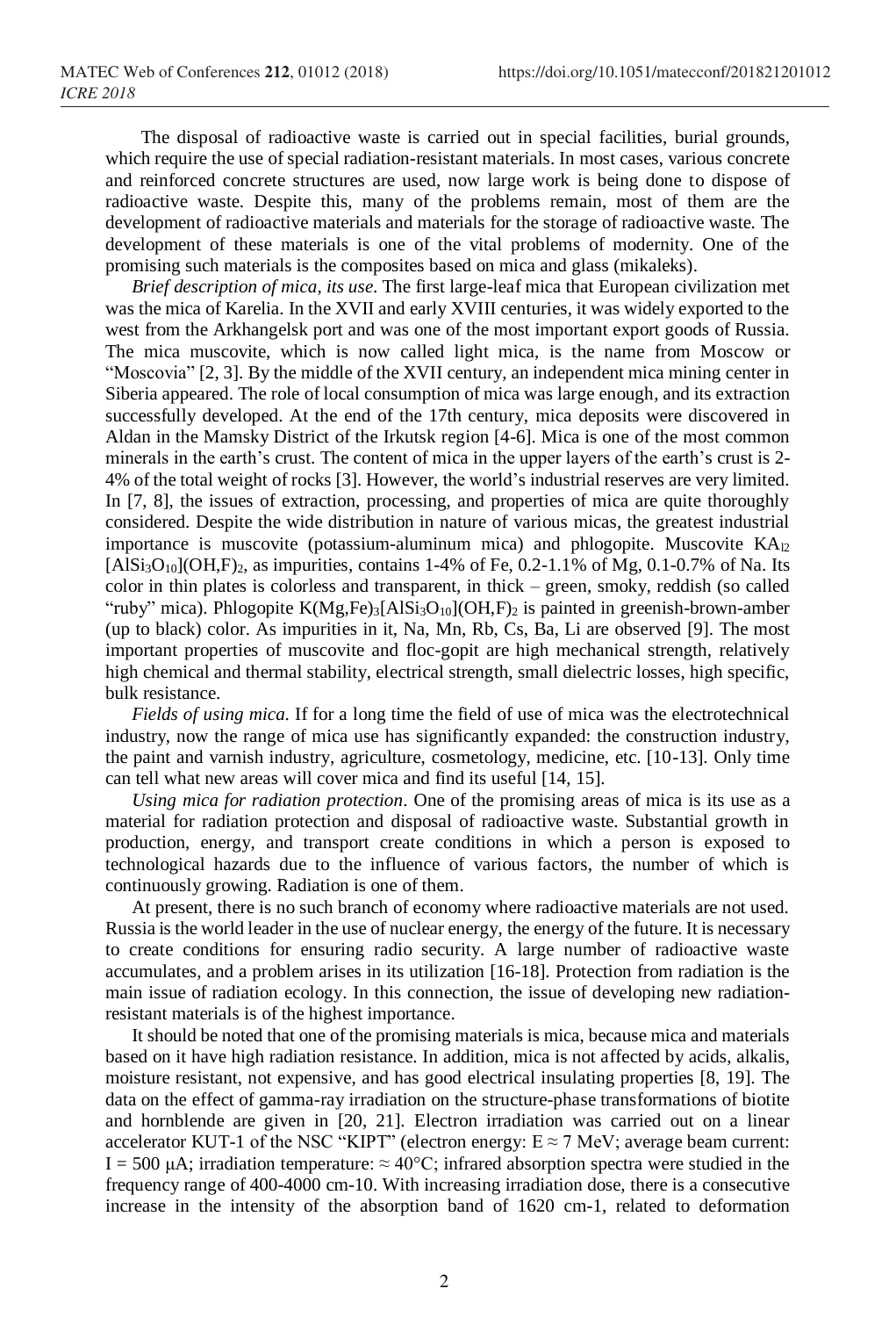The disposal of radioactive waste is carried out in special facilities, burial grounds, which require the use of special radiation-resistant materials. In most cases, various concrete and reinforced concrete structures are used, now large work is being done to dispose of radioactive waste. Despite this, many of the problems remain, most of them are the development of radioactive materials and materials for the storage of radioactive waste. The development of these materials is one of the vital problems of modernity. One of the promising such materials is the composites based on mica and glass (mikaleks).

*Brief description of mica, its use*. The first large-leaf mica that European civilization met was the mica of Karelia. In the XVII and early XVIII centuries, it was widely exported to the west from the Arkhangelsk port and was one of the most important export goods of Russia. The mica muscovite, which is now called light mica, is the name from Moscow or "Moscovia" [2, 3]. By the middle of the XVII century, an independent mica mining center in Siberia appeared. The role of local consumption of mica was large enough, and its extraction successfully developed. At the end of the 17th century, mica deposits were discovered in Aldan in the Mamsky District of the Irkutsk region [4-6]. Mica is one of the most common minerals in the earth's crust. The content of mica in the upper layers of the earth's crust is 2-4% of the total weight of rocks [3]. However, the world's industrial reserves are very limited. In [7, 8], the issues of extraction, processing, and properties of mica are quite thoroughly considered. Despite the wide distribution in nature of various micas, the greatest industrial importance is muscovite (potassium-aluminum mica) and phlogopite. Muscovite $KA_{l2}$ $[AlSi_3O_{10}](OH,F)_2$, as impurities, contains 1-4% of Fe, 0.2-1.1% of Mg, 0.1-0.7% of Na. Its color in thin plates is colorless and transparent, in thick – green, smoky, reddish (so called "ruby" mica). Phlogopite $K(Mg,Fe)_3[AlSi_3O_{10}](OH,F)_2$ is painted in greenish-brown-amber (up to black) color. As impurities in it, Na, Mn, Rb, Cs, Ba, Li are observed [9]. The most important properties of muscovite and floc-gopit are high mechanical strength, relatively high chemical and thermal stability, electrical strength, small dielectric losses, high specific, bulk resistance.

*Fields of using mica.* If for a long time the field of use of mica was the electrotechnical industry, now the range of mica use has significantly expanded: the construction industry, the paint and varnish industry, agriculture, cosmetology, medicine, etc. [10-13]. Only time can tell what new areas will cover mica and find its useful [14, 15].

*Using mica for radiation protection*. One of the promising areas of mica is its use as a material for radiation protection and disposal of radioactive waste. Substantial growth in production, energy, and transport create conditions in which a person is exposed to technological hazards due to the influence of various factors, the number of which is continuously growing. Radiation is one of them.

At present, there is no such branch of economy where radioactive materials are not used. Russia is the world leader in the use of nuclear energy, the energy of the future. It is necessary to create conditions for ensuring radio security. A large number of radioactive waste accumulates, and a problem arises in its utilization [16-18]. Protection from radiation is the main issue of radiation ecology. In this connection, the issue of developing new radiation-resistant materials is of the highest importance.

It should be noted that one of the promising materials is mica, because mica and materials based on it have high radiation resistance. In addition, mica is not affected by acids, alkalis, moisture resistant, not expensive, and has good electrical insulating properties [8, 19]. The data on the effect of gamma-ray irradiation on the structure-phase transformations of biotite and hornblende are given in [20, 21]. Electron irradiation was carried out on a linear accelerator KUT-1 of the NSC "KIPT" (electron energy: $E \approx 7$ MeV; average beam current: $I = 500$ μA; irradiation temperature: $\approx 40°C$; infrared absorption spectra were studied in the frequency range of 400-4000 cm-10. With increasing irradiation dose, there is a consecutive increase in the intensity of the absorption band of 1620 cm-1, related to deformation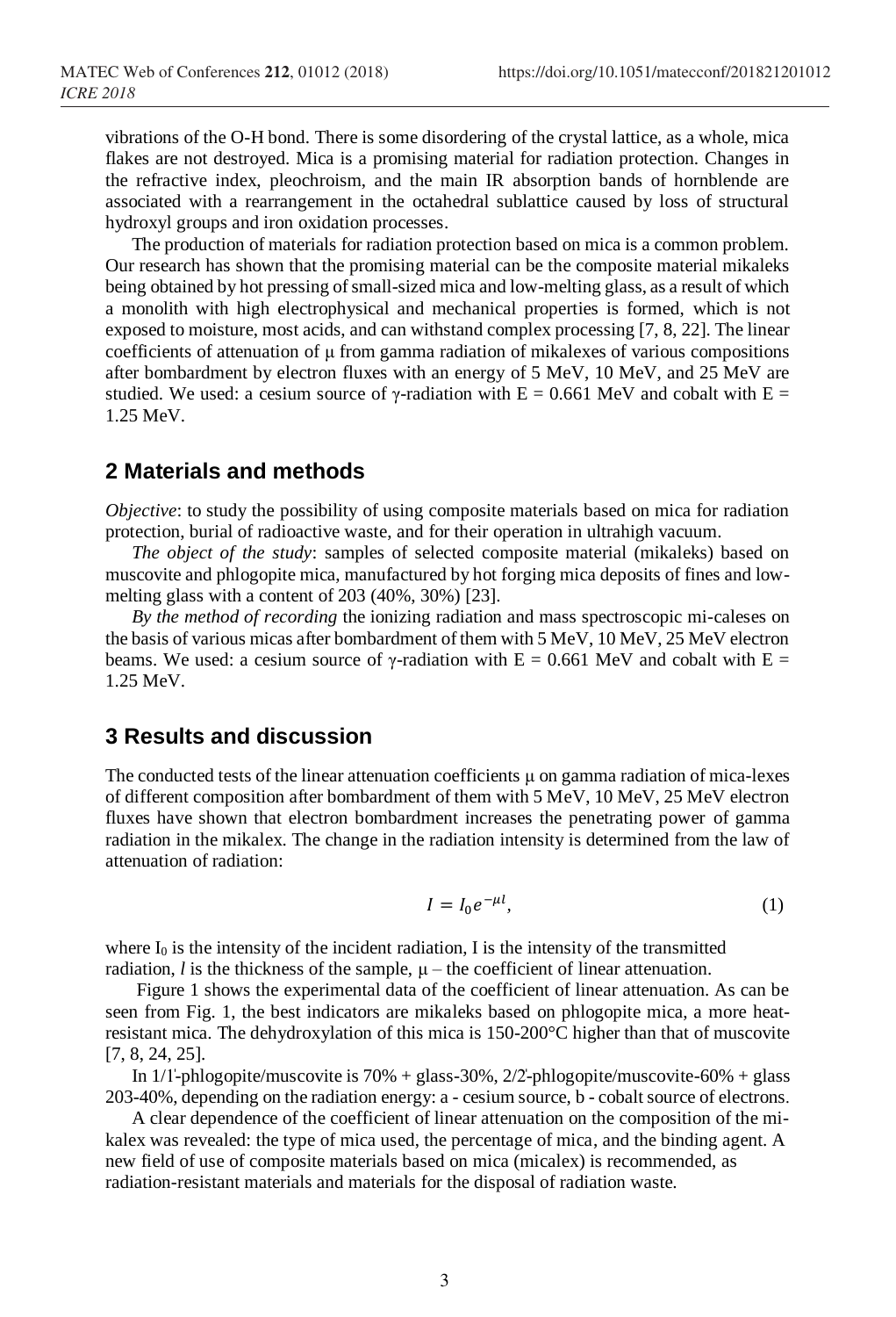vibrations of the O-H bond. There is some disordering of the crystal lattice, as a whole, mica flakes are not destroyed. Mica is a promising material for radiation protection. Changes in the refractive index, pleochroism, and the main IR absorption bands of hornblende are associated with a rearrangement in the octahedral sublattice caused by loss of structural hydroxyl groups and iron oxidation processes.

The production of materials for radiation protection based on mica is a common problem. Our research has shown that the promising material can be the composite material mikaleks being obtained by hot pressing of small-sized mica and low-melting glass, as a result of which a monolith with high electrophysical and mechanical properties is formed, which is not exposed to moisture, most acids, and can withstand complex processing [7, 8, 22]. The linear coefficients of attenuation of μ from gamma radiation of mikalexes of various compositions after bombardment by electron fluxes with an energy of 5 MeV, 10 MeV, and 25 MeV are studied. We used: a cesium source of γ-radiation with E = 0.661 MeV and cobalt with E = 1.25 MeV.

## 2 Materials and methods

*Objective*: to study the possibility of using composite materials based on mica for radiation protection, burial of radioactive waste, and for their operation in ultrahigh vacuum.

*The object of the study*: samples of selected composite material (mikaleks) based on muscovite and phlogopite mica, manufactured by hot forging mica deposits of fines and low-melting glass with a content of 203 (40%, 30%) [23].

*By the method of recording* the ionizing radiation and mass spectroscopic mi-caleses on the basis of various micas after bombardment of them with 5 MeV, 10 MeV, 25 MeV electron beams. We used: a cesium source of γ-radiation with E = 0.661 MeV and cobalt with E = 1.25 MeV.

## 3 Results and discussion

The conducted tests of the linear attenuation coefficients μ on gamma radiation of mica-lexes of different composition after bombardment of them with 5 MeV, 10 MeV, 25 MeV electron fluxes have shown that electron bombardment increases the penetrating power of gamma radiation in the mikalex. The change in the radiation intensity is determined from the law of attenuation of radiation:

$$I = I_0 e^{-\mu l}, \tag{1}$$

where $I_0$ is the intensity of the incident radiation, I is the intensity of the transmitted radiation, $l$ is the thickness of the sample, μ – the coefficient of linear attenuation.

Figure 1 shows the experimental data of the coefficient of linear attenuation. As can be seen from Fig. 1, the best indicators are mikaleks based on phlogopite mica, a more heat-resistant mica. The dehydroxylation of this mica is 150-200°C higher than that of muscovite [7, 8, 24, 25].

In 1/1'-phlogopite/muscovite is 70% + glass-30%, 2/2'-phlogopite/muscovite-60% + glass 203-40%, depending on the radiation energy: a - cesium source, b - cobalt source of electrons.

A clear dependence of the coefficient of linear attenuation on the composition of the mikalex was revealed: the type of mica used, the percentage of mica, and the binding agent. A new field of use of composite materials based on mica (micalex) is recommended, as radiation-resistant materials and materials for the disposal of radiation waste.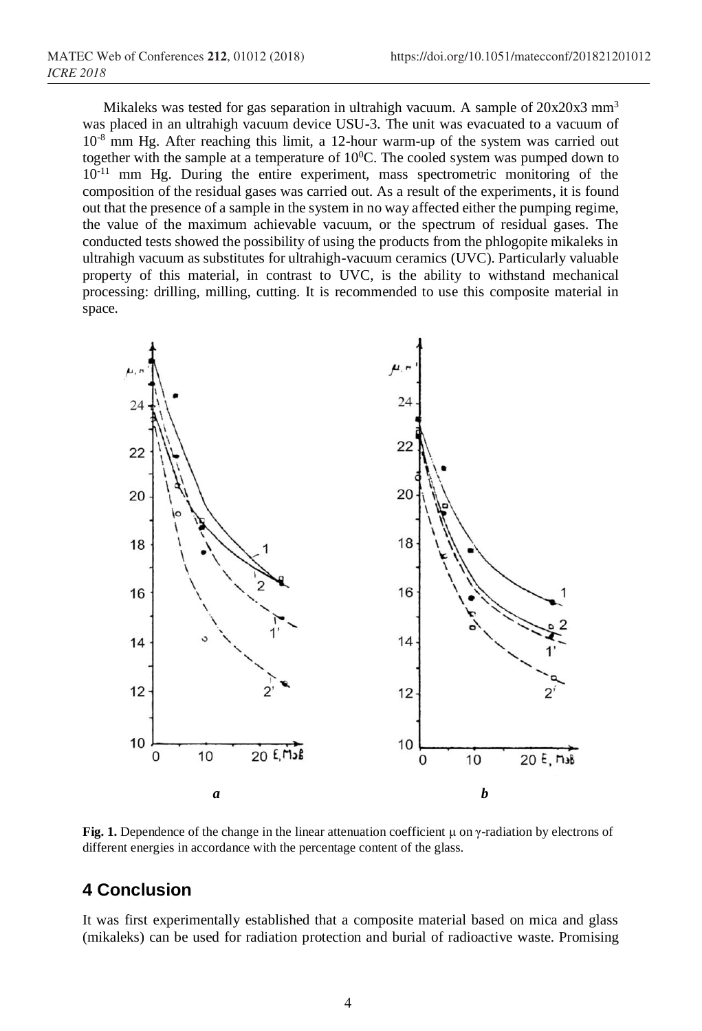Mikaleks was tested for gas separation in ultrahigh vacuum. A sample of 20x20x3 mm$^3$ was placed in an ultrahigh vacuum device USU-3. The unit was evacuated to a vacuum of $10^{-8}$ mm Hg. After reaching this limit, a 12-hour warm-up of the system was carried out together with the sample at a temperature of $10^0$C. The cooled system was pumped down to $10^{-11}$ mm Hg. During the entire experiment, mass spectrometric monitoring of the composition of the residual gases was carried out. As a result of the experiments, it is found out that the presence of a sample in the system in no way affected either the pumping regime, the value of the maximum achievable vacuum, or the spectrum of residual gases. The conducted tests showed the possibility of using the products from the phlogopite mikaleks in ultrahigh vacuum as substitutes for ultrahigh-vacuum ceramics (UVC). Particularly valuable property of this material, in contrast to UVC, is the ability to withstand mechanical processing: drilling, milling, cutting. It is recommended to use this composite material in space.

**Fig. 1.** Dependence of the change in the linear attenuation coefficient μ on γ-radiation by electrons of different energies in accordance with the percentage content of the glass.

## 4 Conclusion

It was first experimentally established that a composite material based on mica and glass (mikaleks) can be used for radiation protection and burial of radioactive waste. Promising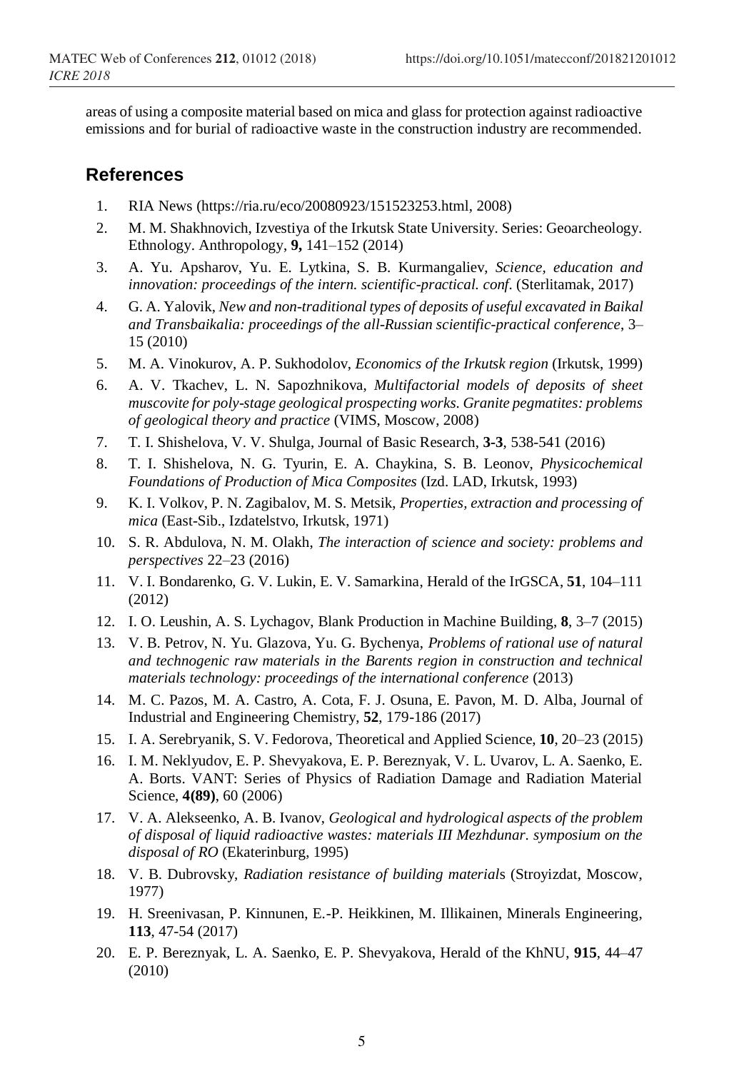areas of using a composite material based on mica and glass for protection against radioactive emissions and for burial of radioactive waste in the construction industry are recommended.

## References

1. RIA News (https://ria.ru/eco/20080923/151523253.html, 2008)
2. M. M. Shakhnovich, Izvestiya of the Irkutsk State University. Series: Geoarcheology. Ethnology. Anthropology, **9,** 141–152 (2014)
3. A. Yu. Apsharov, Yu. E. Lytkina, S. B. Kurmangaliev, *Science, education and innovation: proceedings of the intern. scientific-practical. conf.* (Sterlitamak, 2017)
4. G. A. Yalovik, *New and non-traditional types of deposits of useful excavated in Baikal and Transbaikalia: proceedings of the all-Russian scientific-practical conference*, 3–15 (2010)
5. M. A. Vinokurov, A. P. Sukhodolov, *Economics of the Irkutsk region* (Irkutsk, 1999)
6. A. V. Tkachev, L. N. Sapozhnikova, *Multifactorial models of deposits of sheet muscovite for poly-stage geological prospecting works. Granite pegmatites: problems of geological theory and practice* (VIMS, Moscow, 2008)
7. T. I. Shishelova, V. V. Shulga, Journal of Basic Research, **3-3**, 538-541 (2016)
8. T. I. Shishelova, N. G. Tyurin, E. A. Chaykina, S. B. Leonov, *Physicochemical Foundations of Production of Mica Composites* (Izd. LAD, Irkutsk, 1993)
9. K. I. Volkov, P. N. Zagibalov, M. S. Metsik, *Properties, extraction and processing of mica* (East-Sib., Izdatelstvo, Irkutsk, 1971)
10. S. R. Abdulova, N. M. Olakh, *The interaction of science and society: problems and perspectives* 22–23 (2016)
11. V. I. Bondarenko, G. V. Lukin, E. V. Samarkina, Herald of the IrGSCA, **51**, 104–111 (2012)
12. I. O. Leushin, A. S. Lychagov, Blank Production in Machine Building, **8**, 3–7 (2015)
13. V. B. Petrov, N. Yu. Glazova, Yu. G. Bychenya, *Problems of rational use of natural and technogenic raw materials in the Barents region in construction and technical materials technology: proceedings of the international conference* (2013)
14. M. C. Pazos, M. A. Castro, A. Cota, F. J. Osuna, E. Pavon, M. D. Alba, Journal of Industrial and Engineering Chemistry, **52**, 179-186 (2017)
15. I. A. Serebryanik, S. V. Fedorova, Theoretical and Applied Science, **10**, 20–23 (2015)
16. I. M. Neklyudov, E. P. Shevyakova, E. P. Bereznyak, V. L. Uvarov, L. A. Saenko, E. A. Borts. VANT: Series of Physics of Radiation Damage and Radiation Material Science, **4(89)**, 60 (2006)
17. V. A. Alekseenko, A. B. Ivanov, *Geological and hydrological aspects of the problem of disposal of liquid radioactive wastes: materials III Mezhdunar. symposium on the disposal of RO* (Ekaterinburg, 1995)
18. V. B. Dubrovsky, *Radiation resistance of building material*s (Stroyizdat, Moscow, 1977)
19. H. Sreenivasan, P. Kinnunen, E.-P. Heikkinen, M. Illikainen, Minerals Engineering, **113**, 47-54 (2017)
20. E. P. Bereznyak, L. A. Saenko, E. P. Shevyakova, Herald of the KhNU, **915**, 44–47 (2010)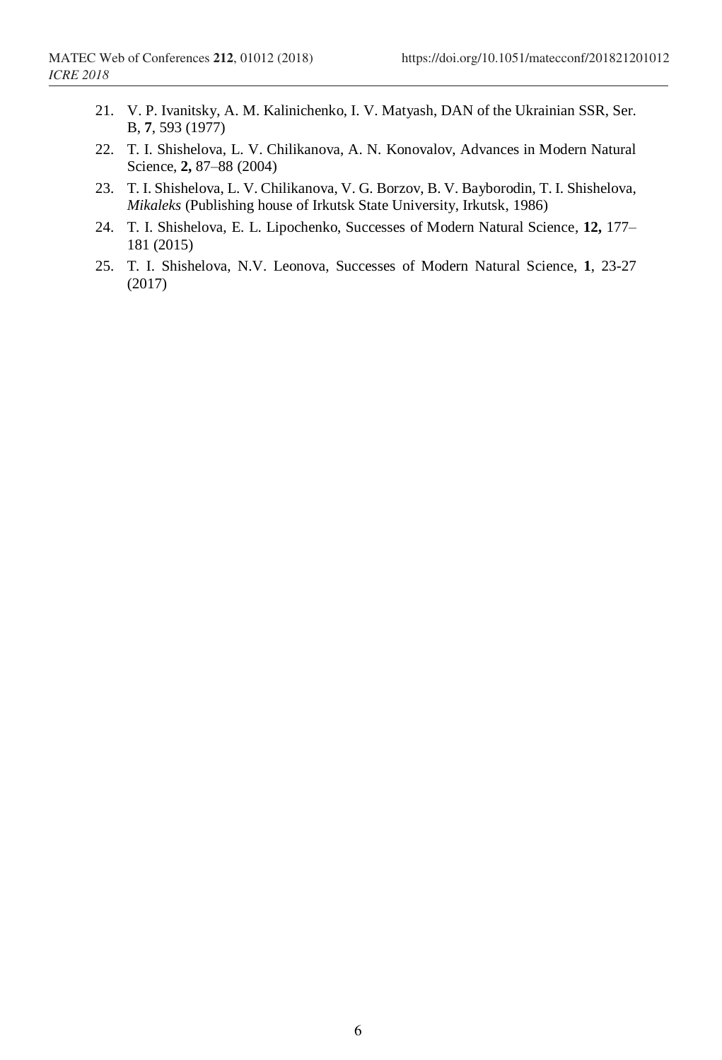21. V. P. Ivanitsky, A. M. Kalinichenko, I. V. Matyash, DAN of the Ukrainian SSR, Ser. B, **7**, 593 (1977)
22. T. I. Shishelova, L. V. Chilikanova, A. N. Konovalov, Advances in Modern Natural Science, **2,** 87–88 (2004)
23. T. I. Shishelova, L. V. Chilikanova, V. G. Borzov, B. V. Bayborodin, T. I. Shishelova, *Mikaleks* (Publishing house of Irkutsk State University, Irkutsk, 1986)
24. T. I. Shishelova, E. L. Lipochenko, Successes of Modern Natural Science, **12,** 177–181 (2015)
25. T. I. Shishelova, N.V. Leonova, Successes of Modern Natural Science, **1**, 23-27 (2017)